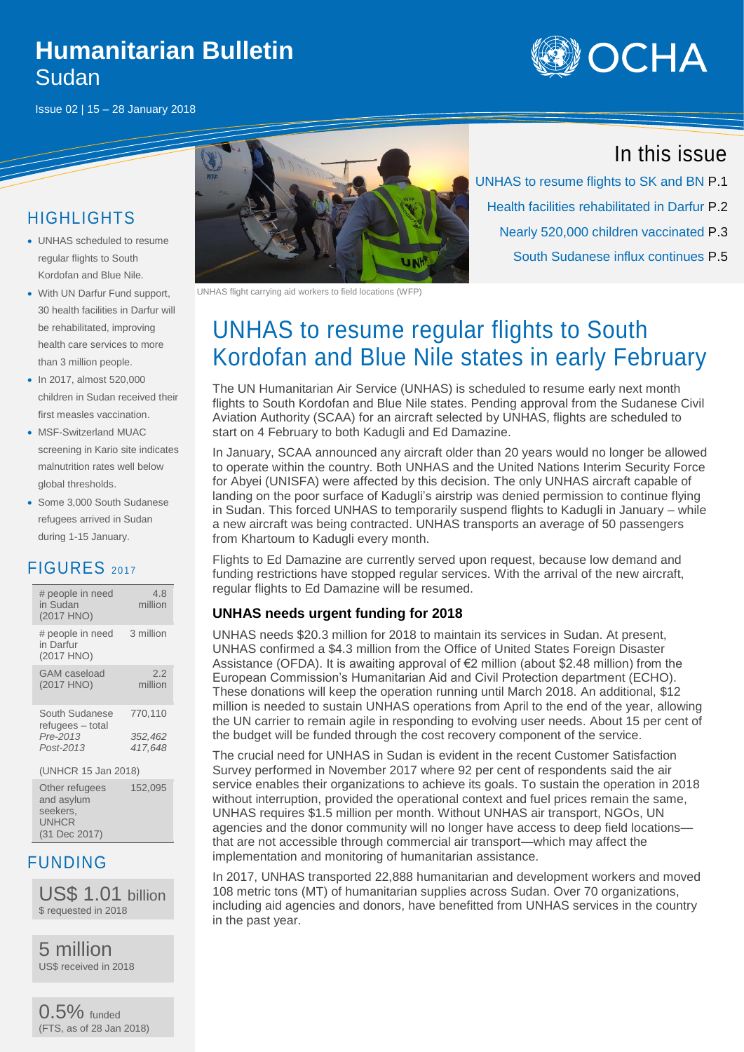# Humanitarian Bulletin
## Sudan

Issue 02 | 15 – 28 January 2018

## In this issue

UNHAS to resume flights to SK and BN P.1

Health facilities rehabilitated in Darfur P.2

Nearly 520,000 children vaccinated P.3

South Sudanese influx continues P.5

UNHAS flight carrying aid workers to field locations (WFP)

## HIGHLIGHTS

- UNHAS scheduled to resume regular flights to South Kordofan and Blue Nile.
- With UN Darfur Fund support, 30 health facilities in Darfur will be rehabilitated, improving health care services to more than 3 million people.
- In 2017, almost 520,000 children in Sudan received their first measles vaccination.
- MSF-Switzerland MUAC screening in Kario site indicates malnutrition rates well below global thresholds.
- Some 3,000 South Sudanese refugees arrived in Sudan during 1-15 January.

## FIGURES 2017

| | |
|---|---|
| # people in need in Sudan (2017 HNO) | 4.8 million |
| # people in need in Darfur (2017 HNO) | 3 million |
| GAM caseload (2017 HNO) | 2.2 million |
| South Sudanese refugees – total | 770,110 |
| *Pre-2013* | *352,462* |
| *Post-2013* | *417,648* |
| (UNHCR 15 Jan 2018) | |
| Other refugees and asylum seekers, UNHCR (31 Dec 2017) | 152,095 |

## FUNDING

**US$ 1.01 billion**
$ requested in 2018

**5 million**
US$ received in 2018

**0.5% funded**
(FTS, as of 28 Jan 2018)

# UNHAS to resume regular flights to South Kordofan and Blue Nile states in early February

The UN Humanitarian Air Service (UNHAS) is scheduled to resume early next month flights to South Kordofan and Blue Nile states. Pending approval from the Sudanese Civil Aviation Authority (SCAA) for an aircraft selected by UNHAS, flights are scheduled to start on 4 February to both Kadugli and Ed Damazine.

In January, SCAA announced any aircraft older than 20 years would no longer be allowed to operate within the country. Both UNHAS and the United Nations Interim Security Force for Abyei (UNISFA) were affected by this decision. The only UNHAS aircraft capable of landing on the poor surface of Kadugli's airstrip was denied permission to continue flying in Sudan. This forced UNHAS to temporarily suspend flights to Kadugli in January – while a new aircraft was being contracted. UNHAS transports an average of 50 passengers from Khartoum to Kadugli every month.

Flights to Ed Damazine are currently served upon request, because low demand and funding restrictions have stopped regular services. With the arrival of the new aircraft, regular flights to Ed Damazine will be resumed.

### UNHAS needs urgent funding for 2018

UNHAS needs $20.3 million for 2018 to maintain its services in Sudan. At present, UNHAS confirmed a $4.3 million from the Office of United States Foreign Disaster Assistance (OFDA). It is awaiting approval of €2 million (about $2.48 million) from the European Commission's Humanitarian Aid and Civil Protection department (ECHO). These donations will keep the operation running until March 2018. An additional, $12 million is needed to sustain UNHAS operations from April to the end of the year, allowing the UN carrier to remain agile in responding to evolving user needs. About 15 per cent of the budget will be funded through the cost recovery component of the service.

The crucial need for UNHAS in Sudan is evident in the recent Customer Satisfaction Survey performed in November 2017 where 92 per cent of respondents said the air service enables their organizations to achieve its goals. To sustain the operation in 2018 without interruption, provided the operational context and fuel prices remain the same, UNHAS requires $1.5 million per month. Without UNHAS air transport, NGOs, UN agencies and the donor community will no longer have access to deep field locations—that are not accessible through commercial air transport—which may affect the implementation and monitoring of humanitarian assistance.

In 2017, UNHAS transported 22,888 humanitarian and development workers and moved 108 metric tons (MT) of humanitarian supplies across Sudan. Over 70 organizations, including aid agencies and donors, have benefitted from UNHAS services in the country in the past year.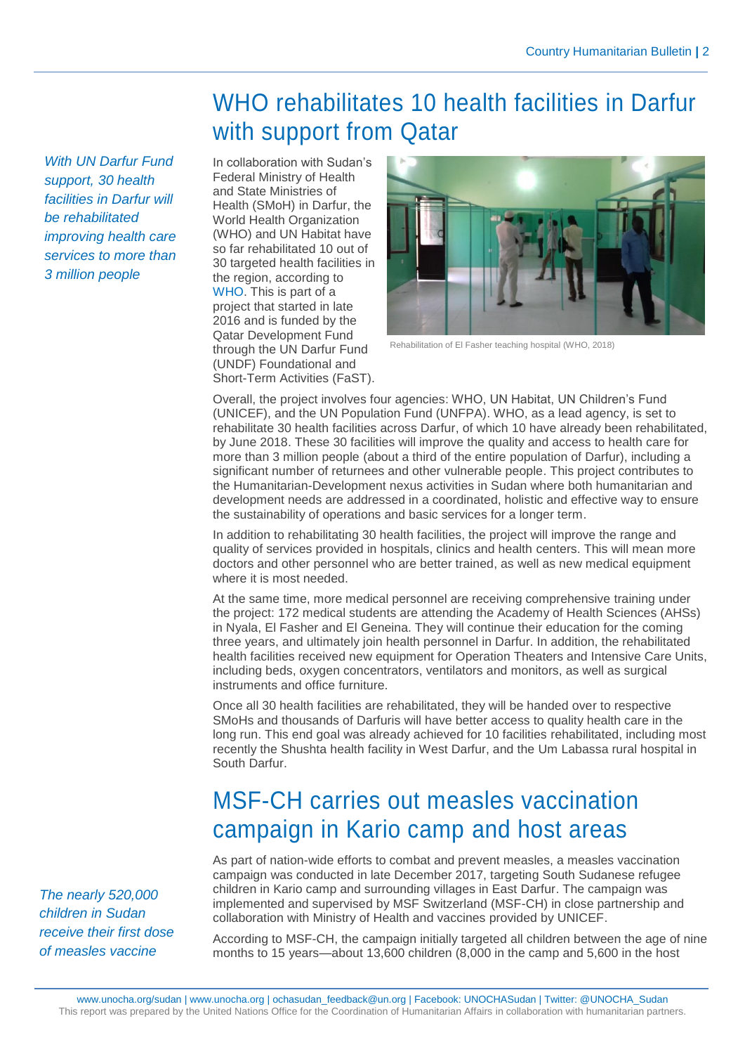## WHO rehabilitates 10 health facilities in Darfur with support from Qatar

*With UN Darfur Fund support, 30 health facilities in Darfur will be rehabilitated improving health care services to more than 3 million people*

In collaboration with Sudan's Federal Ministry of Health and State Ministries of Health (SMoH) in Darfur, the World Health Organization (WHO) and UN Habitat have so far rehabilitated 10 out of 30 targeted health facilities in the region, according to WHO. This is part of a project that started in late 2016 and is funded by the Qatar Development Fund through the UN Darfur Fund (UNDF) Foundational and Short-Term Activities (FaST).

Rehabilitation of El Fasher teaching hospital (WHO, 2018)

Overall, the project involves four agencies: WHO, UN Habitat, UN Children's Fund (UNICEF), and the UN Population Fund (UNFPA). WHO, as a lead agency, is set to rehabilitate 30 health facilities across Darfur, of which 10 have already been rehabilitated, by June 2018. These 30 facilities will improve the quality and access to health care for more than 3 million people (about a third of the entire population of Darfur), including a significant number of returnees and other vulnerable people. This project contributes to the Humanitarian-Development nexus activities in Sudan where both humanitarian and development needs are addressed in a coordinated, holistic and effective way to ensure the sustainability of operations and basic services for a longer term.

In addition to rehabilitating 30 health facilities, the project will improve the range and quality of services provided in hospitals, clinics and health centers. This will mean more doctors and other personnel who are better trained, as well as new medical equipment where it is most needed.

At the same time, more medical personnel are receiving comprehensive training under the project: 172 medical students are attending the Academy of Health Sciences (AHSs) in Nyala, El Fasher and El Geneina. They will continue their education for the coming three years, and ultimately join health personnel in Darfur. In addition, the rehabilitated health facilities received new equipment for Operation Theaters and Intensive Care Units, including beds, oxygen concentrators, ventilators and monitors, as well as surgical instruments and office furniture.

Once all 30 health facilities are rehabilitated, they will be handed over to respective SMoHs and thousands of Darfuris will have better access to quality health care in the long run. This end goal was already achieved for 10 facilities rehabilitated, including most recently the Shushta health facility in West Darfur, and the Um Labassa rural hospital in South Darfur.

## MSF-CH carries out measles vaccination campaign in Kario camp and host areas

*The nearly 520,000 children in Sudan receive their first dose of measles vaccine*

As part of nation-wide efforts to combat and prevent measles, a measles vaccination campaign was conducted in late December 2017, targeting South Sudanese refugee children in Kario camp and surrounding villages in East Darfur. The campaign was implemented and supervised by MSF Switzerland (MSF-CH) in close partnership and collaboration with Ministry of Health and vaccines provided by UNICEF.

According to MSF-CH, the campaign initially targeted all children between the age of nine months to 15 years—about 13,600 children (8,000 in the camp and 5,600 in the host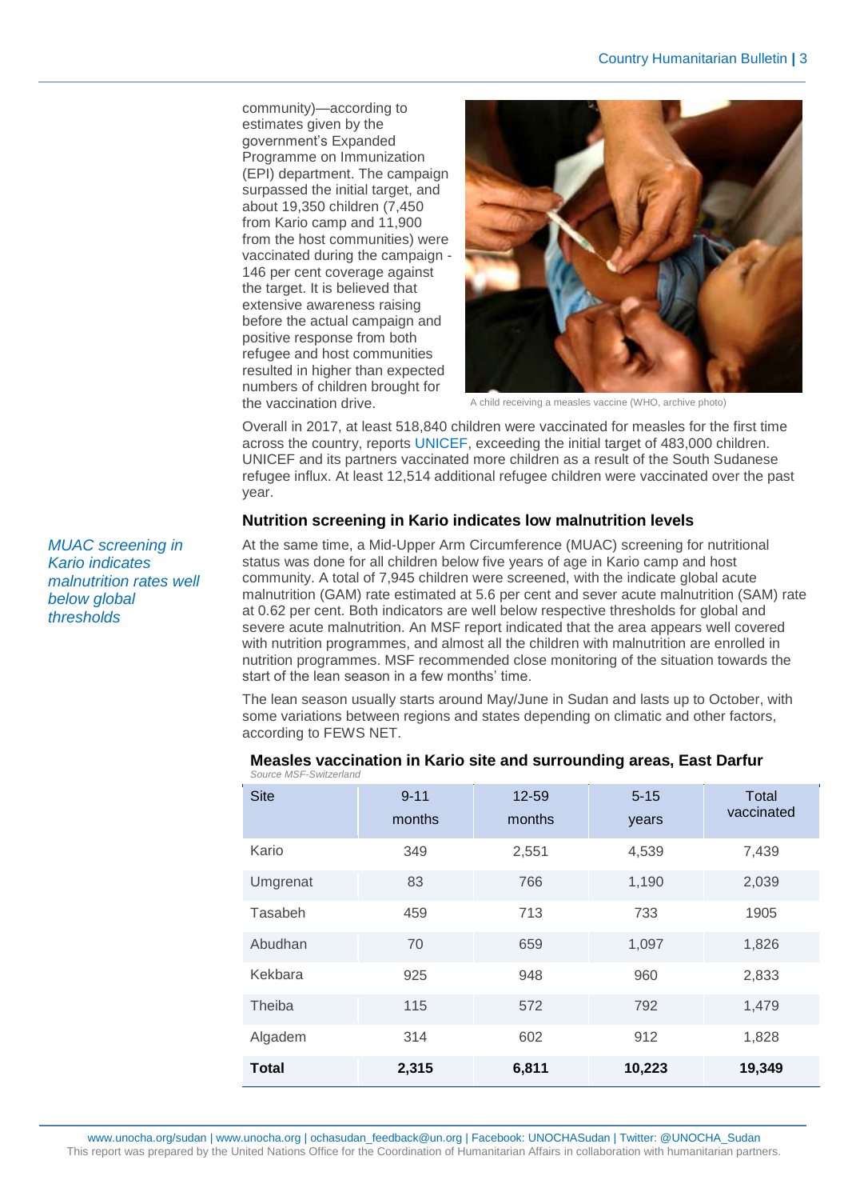community)—according to estimates given by the government's Expanded Programme on Immunization (EPI) department. The campaign surpassed the initial target, and about 19,350 children (7,450 from Kario camp and 11,900 from the host communities) were vaccinated during the campaign - 146 per cent coverage against the target. It is believed that extensive awareness raising before the actual campaign and positive response from both refugee and host communities resulted in higher than expected numbers of children brought for the vaccination drive.

A child receiving a measles vaccine (WHO, archive photo)

Overall in 2017, at least 518,840 children were vaccinated for measles for the first time across the country, reports UNICEF, exceeding the initial target of 483,000 children. UNICEF and its partners vaccinated more children as a result of the South Sudanese refugee influx. At least 12,514 additional refugee children were vaccinated over the past year.

### Nutrition screening in Kario indicates low malnutrition levels

*MUAC screening in Kario indicates malnutrition rates well below global thresholds*

At the same time, a Mid-Upper Arm Circumference (MUAC) screening for nutritional status was done for all children below five years of age in Kario camp and host community. A total of 7,945 children were screened, with the indicate global acute malnutrition (GAM) rate estimated at 5.6 per cent and sever acute malnutrition (SAM) rate at 0.62 per cent. Both indicators are well below respective thresholds for global and severe acute malnutrition. An MSF report indicated that the area appears well covered with nutrition programmes, and almost all the children with malnutrition are enrolled in nutrition programmes. MSF recommended close monitoring of the situation towards the start of the lean season in a few months' time.

The lean season usually starts around May/June in Sudan and lasts up to October, with some variations between regions and states depending on climatic and other factors, according to FEWS NET.

**Measles vaccination in Kario site and surrounding areas, East Darfur**

*Source MSF-Switzerland*

| Site | 9-11 months | 12-59 months | 5-15 years | Total vaccinated |
|---|---|---|---|---|
| Kario | 349 | 2,551 | 4,539 | 7,439 |
| Umgrenat | 83 | 766 | 1,190 | 2,039 |
| Tasabeh | 459 | 713 | 733 | 1905 |
| Abudhan | 70 | 659 | 1,097 | 1,826 |
| Kekbara | 925 | 948 | 960 | 2,833 |
| Theiba | 115 | 572 | 792 | 1,479 |
| Algadem | 314 | 602 | 912 | 1,828 |
| **Total** | **2,315** | **6,811** | **10,223** | **19,349** |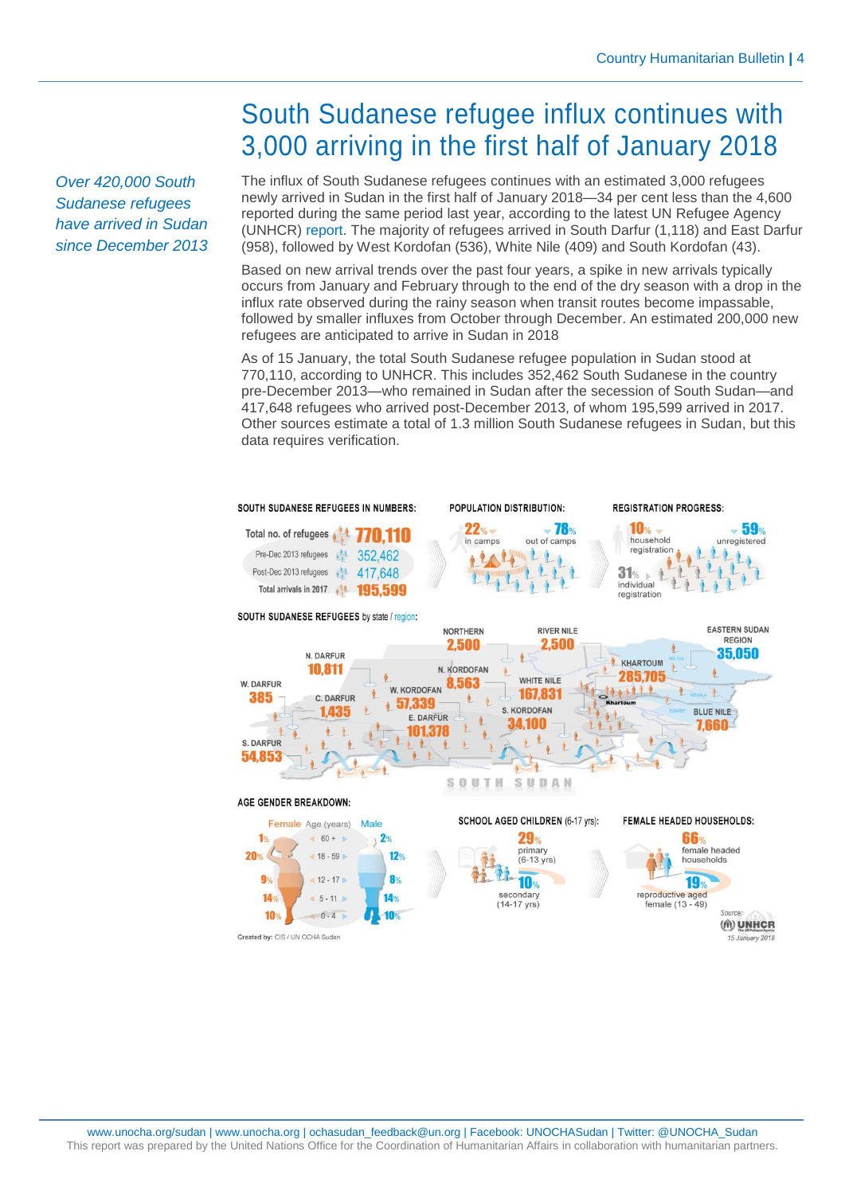# South Sudanese refugee influx continues with 3,000 arriving in the first half of January 2018

*Over 420,000 South Sudanese refugees have arrived in Sudan since December 2013*

The influx of South Sudanese refugees continues with an estimated 3,000 refugees newly arrived in Sudan in the first half of January 2018—34 per cent less than the 4,600 reported during the same period last year, according to the latest UN Refugee Agency (UNHCR) report. The majority of refugees arrived in South Darfur (1,118) and East Darfur (958), followed by West Kordofan (536), White Nile (409) and South Kordofan (43).

Based on new arrival trends over the past four years, a spike in new arrivals typically occurs from January and February through to the end of the dry season with a drop in the influx rate observed during the rainy season when transit routes become impassable, followed by smaller influxes from October through December. An estimated 200,000 new refugees are anticipated to arrive in Sudan in 2018

As of 15 January, the total South Sudanese refugee population in Sudan stood at 770,110, according to UNHCR. This includes 352,462 South Sudanese in the country pre-December 2013—who remained in Sudan after the secession of South Sudan—and 417,648 refugees who arrived post-December 2013, of whom 195,599 arrived in 2017. Other sources estimate a total of 1.3 million South Sudanese refugees in Sudan, but this data requires verification.

**SOUTH SUDANESE REFUGEES IN NUMBERS:**

| | |
|---|---|
| Total no. of refugees | 770,110 |
| Pre-Dec 2013 refugees | 352,462 |
| Post-Dec 2013 refugees | 417,648 |
| Total arrivals in 2017 | 195,599 |

**POPULATION DISTRIBUTION:** 22% in camps; 78% out of camps

**REGISTRATION PROGRESS:** 10% household registration; 31% individual registration; 59% unregistered

**SOUTH SUDANESE REFUGEES by state / region:**

| State / region | Refugees |
|---|---|
| N. Darfur | 10,811 |
| W. Darfur | 385 |
| C. Darfur | 1,435 |
| S. Darfur | 54,853 |
| E. Darfur | 101,378 |
| W. Kordofan | 57,339 |
| N. Kordofan | 8,563 |
| S. Kordofan | 34,100 |
| Northern | 2,500 |
| River Nile | 2,500 |
| White Nile | 167,831 |
| Khartoum | 285,705 |
| Blue Nile | 7,660 |
| Eastern Sudan Region | 35,050 |

**AGE GENDER BREAKDOWN:**

| Female | Age (years) | Male |
|---|---|---|
| 1% | 60 + | 2% |
| 20% | 18 - 59 | 12% |
| 9% | 12 - 17 | 8% |
| 14% | 5 - 11 | 14% |
| 10% | 0 - 4 | 10% |

**SCHOOL AGED CHILDREN** (6-17 yrs): 29% primary (6-13 yrs); 10% secondary (14-17 yrs)

**FEMALE HEADED HOUSEHOLDS:** 66% female headed households; 19% reproductive aged female (13 - 49)

Created by: CIS / UN OCHA Sudan

Source: UNHCR, 15 January 2018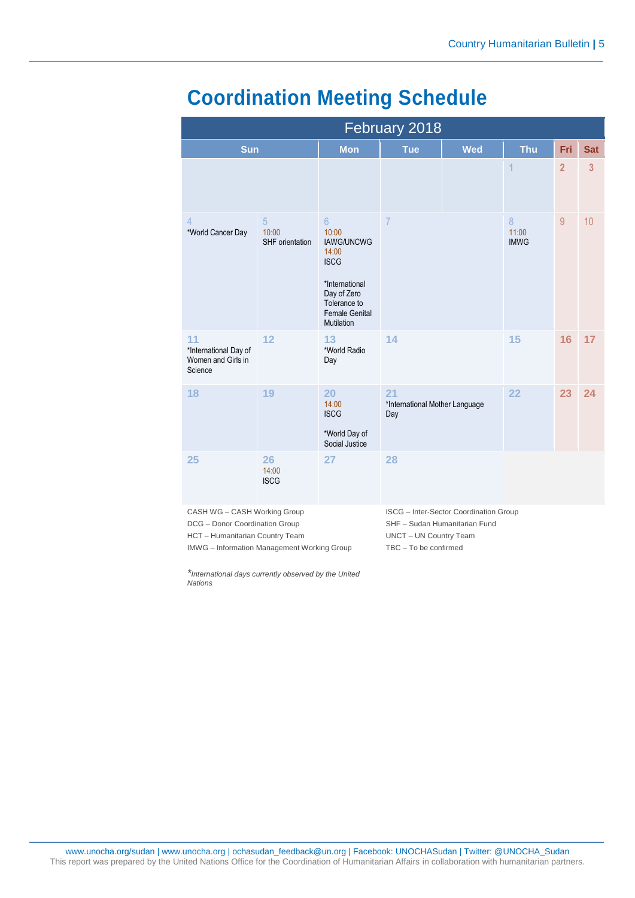# Coordination Meeting Schedule

| February 2018 | | | | | | | |
|---|---|---|---|---|---|---|---|
| **Sun** | | **Mon** | **Tue** | **Wed** | **Thu** | **Fri** | **Sat** |
| | | | | | 1 | 2 | 3 |
| 4<br>*World Cancer Day | 5<br>10:00<br>SHF orientation | 6<br>10:00<br>IAWG/UNCWG<br>14:00<br>ISCG<br><br>*International Day of Zero Tolerance to Female Genital Mutilation | 7 | | 8<br>11:00<br>IMWG | 9 | 10 |
| 11<br>*International Day of Women and Girls in Science | 12 | 13<br>*World Radio Day | 14 | | 15 | 16 | 17 |
| 18 | 19 | 20<br>14:00<br>ISCG<br><br>*World Day of Social Justice | 21<br>*International Mother Language Day | | 22 | 23 | 24 |
| 25 | 26<br>14:00<br>ISCG | 27 | 28 | | | | |

CASH WG – CASH Working Group
DCG – Donor Coordination Group
HCT – Humanitarian Country Team
IMWG – Information Management Working Group
ISCG – Inter-Sector Coordination Group
SHF – Sudan Humanitarian Fund
UNCT – UN Country Team
TBC – To be confirmed

*\*International days currently observed by the United Nations*

www.unocha.org/sudan | www.unocha.org | ochasudan_feedback@un.org | Facebook: UNOCHASudan | Twitter: @UNOCHA_Sudan
This report was prepared by the United Nations Office for the Coordination of Humanitarian Affairs in collaboration with humanitarian partners.